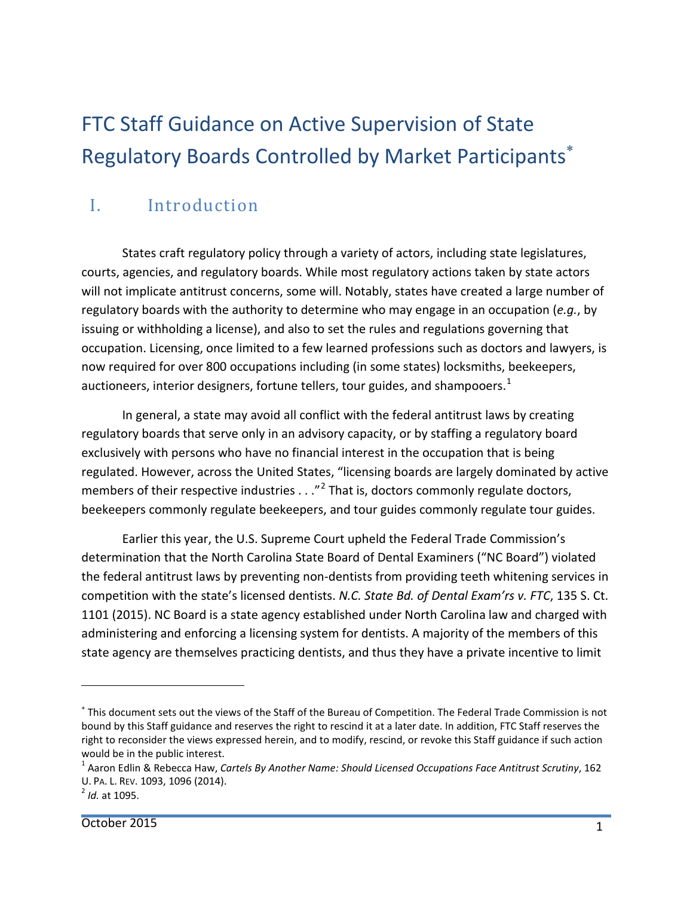# FTC Staff Guidance on Active Supervision of State Regulatory Boards Controlled by Market Participants*

## I. Introduction

States craft regulatory policy through a variety of actors, including state legislatures, courts, agencies, and regulatory boards. While most regulatory actions taken by state actors will not implicate antitrust concerns, some will. Notably, states have created a large number of regulatory boards with the authority to determine who may engage in an occupation (*e.g.*, by issuing or withholding a license), and also to set the rules and regulations governing that occupation. Licensing, once limited to a few learned professions such as doctors and lawyers, is now required for over 800 occupations including (in some states) locksmiths, beekeepers, auctioneers, interior designers, fortune tellers, tour guides, and shampooers.[1]

In general, a state may avoid all conflict with the federal antitrust laws by creating regulatory boards that serve only in an advisory capacity, or by staffing a regulatory board exclusively with persons who have no financial interest in the occupation that is being regulated. However, across the United States, "licensing boards are largely dominated by active members of their respective industries . . ."[2] That is, doctors commonly regulate doctors, beekeepers commonly regulate beekeepers, and tour guides commonly regulate tour guides.

Earlier this year, the U.S. Supreme Court upheld the Federal Trade Commission's determination that the North Carolina State Board of Dental Examiners ("NC Board") violated the federal antitrust laws by preventing non-dentists from providing teeth whitening services in competition with the state's licensed dentists. *N.C. State Bd. of Dental Exam'rs v. FTC*, 135 S. Ct. 1101 (2015). NC Board is a state agency established under North Carolina law and charged with administering and enforcing a licensing system for dentists. A majority of the members of this state agency are themselves practicing dentists, and thus they have a private incentive to limit

---

\* This document sets out the views of the Staff of the Bureau of Competition. The Federal Trade Commission is not bound by this Staff guidance and reserves the right to rescind it at a later date. In addition, FTC Staff reserves the right to reconsider the views expressed herein, and to modify, rescind, or revoke this Staff guidance if such action would be in the public interest.

[1] Aaron Edlin & Rebecca Haw, *Cartels By Another Name: Should Licensed Occupations Face Antitrust Scrutiny*, 162 U. PA. L. REV. 1093, 1096 (2014).

[2] *Id.* at 1095.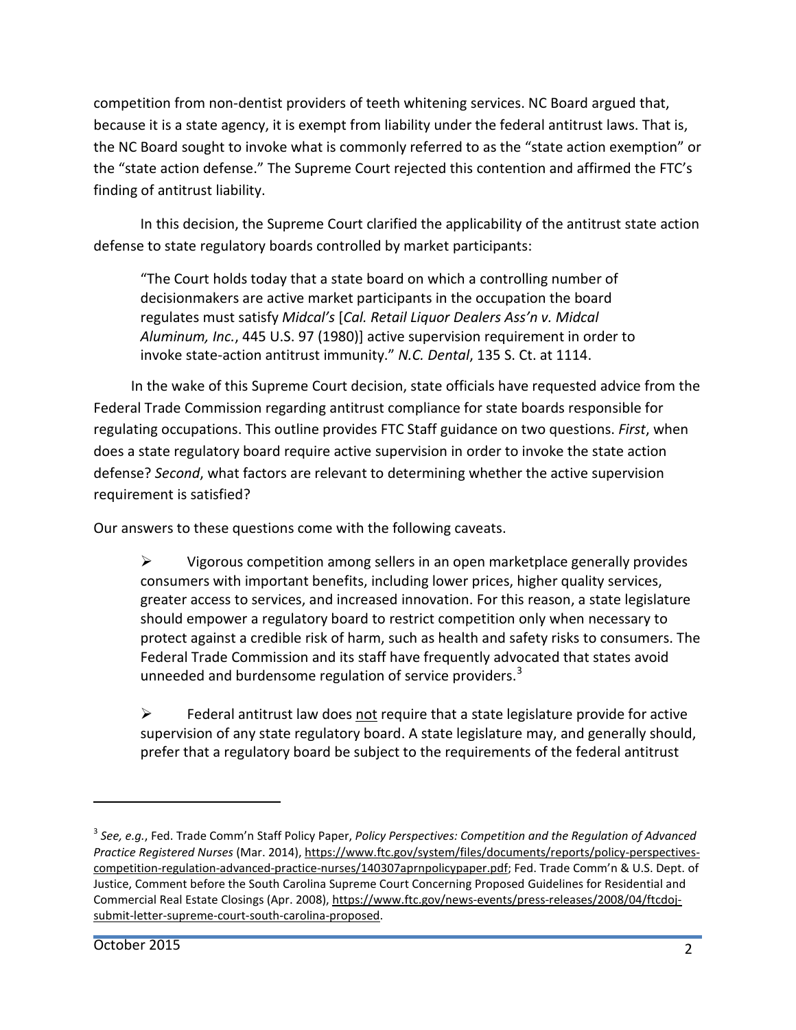competition from non-dentist providers of teeth whitening services. NC Board argued that, because it is a state agency, it is exempt from liability under the federal antitrust laws. That is, the NC Board sought to invoke what is commonly referred to as the "state action exemption" or the "state action defense." The Supreme Court rejected this contention and affirmed the FTC's finding of antitrust liability.

In this decision, the Supreme Court clarified the applicability of the antitrust state action defense to state regulatory boards controlled by market participants:

> "The Court holds today that a state board on which a controlling number of decisionmakers are active market participants in the occupation the board regulates must satisfy *Midcal's* [*Cal. Retail Liquor Dealers Ass'n v. Midcal Aluminum, Inc.*, 445 U.S. 97 (1980)] active supervision requirement in order to invoke state-action antitrust immunity." *N.C. Dental*, 135 S. Ct. at 1114.

In the wake of this Supreme Court decision, state officials have requested advice from the Federal Trade Commission regarding antitrust compliance for state boards responsible for regulating occupations. This outline provides FTC Staff guidance on two questions. *First*, when does a state regulatory board require active supervision in order to invoke the state action defense? *Second*, what factors are relevant to determining whether the active supervision requirement is satisfied?

Our answers to these questions come with the following caveats.

- Vigorous competition among sellers in an open marketplace generally provides consumers with important benefits, including lower prices, higher quality services, greater access to services, and increased innovation. For this reason, a state legislature should empower a regulatory board to restrict competition only when necessary to protect against a credible risk of harm, such as health and safety risks to consumers. The Federal Trade Commission and its staff have frequently advocated that states avoid unneeded and burdensome regulation of service providers.[3]

- Federal antitrust law does <u>not</u> require that a state legislature provide for active supervision of any state regulatory board. A state legislature may, and generally should, prefer that a regulatory board be subject to the requirements of the federal antitrust

---

[3] *See, e.g.*, Fed. Trade Comm'n Staff Policy Paper, *Policy Perspectives: Competition and the Regulation of Advanced Practice Registered Nurses* (Mar. 2014), https://www.ftc.gov/system/files/documents/reports/policy-perspectives-competition-regulation-advanced-practice-nurses/140307aprnpolicypaper.pdf; Fed. Trade Comm'n & U.S. Dept. of Justice, Comment before the South Carolina Supreme Court Concerning Proposed Guidelines for Residential and Commercial Real Estate Closings (Apr. 2008), https://www.ftc.gov/news-events/press-releases/2008/04/ftcdoj-submit-letter-supreme-court-south-carolina-proposed.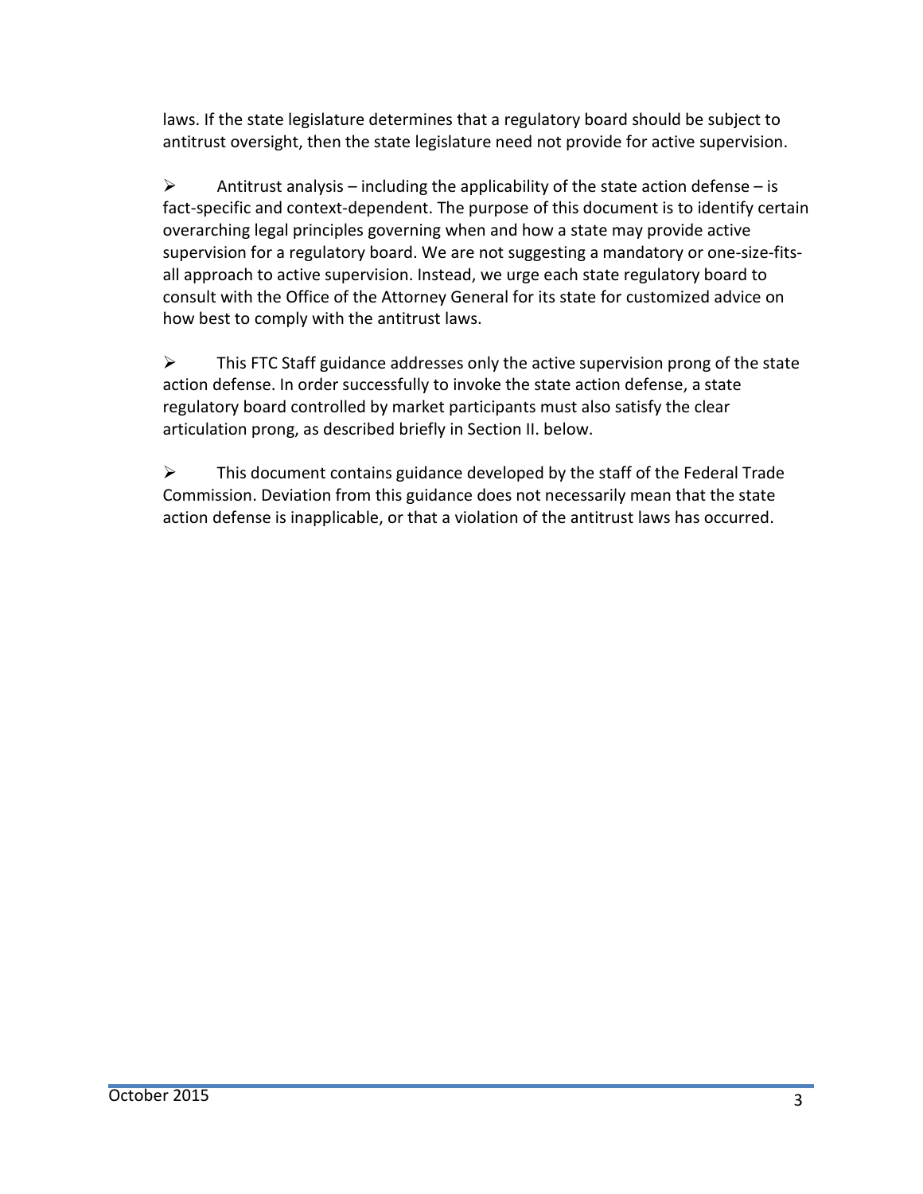laws. If the state legislature determines that a regulatory board should be subject to antitrust oversight, then the state legislature need not provide for active supervision.

- Antitrust analysis – including the applicability of the state action defense – is fact-specific and context-dependent. The purpose of this document is to identify certain overarching legal principles governing when and how a state may provide active supervision for a regulatory board. We are not suggesting a mandatory or one-size-fits-all approach to active supervision. Instead, we urge each state regulatory board to consult with the Office of the Attorney General for its state for customized advice on how best to comply with the antitrust laws.

- This FTC Staff guidance addresses only the active supervision prong of the state action defense. In order successfully to invoke the state action defense, a state regulatory board controlled by market participants must also satisfy the clear articulation prong, as described briefly in Section II. below.

- This document contains guidance developed by the staff of the Federal Trade Commission. Deviation from this guidance does not necessarily mean that the state action defense is inapplicable, or that a violation of the antitrust laws has occurred.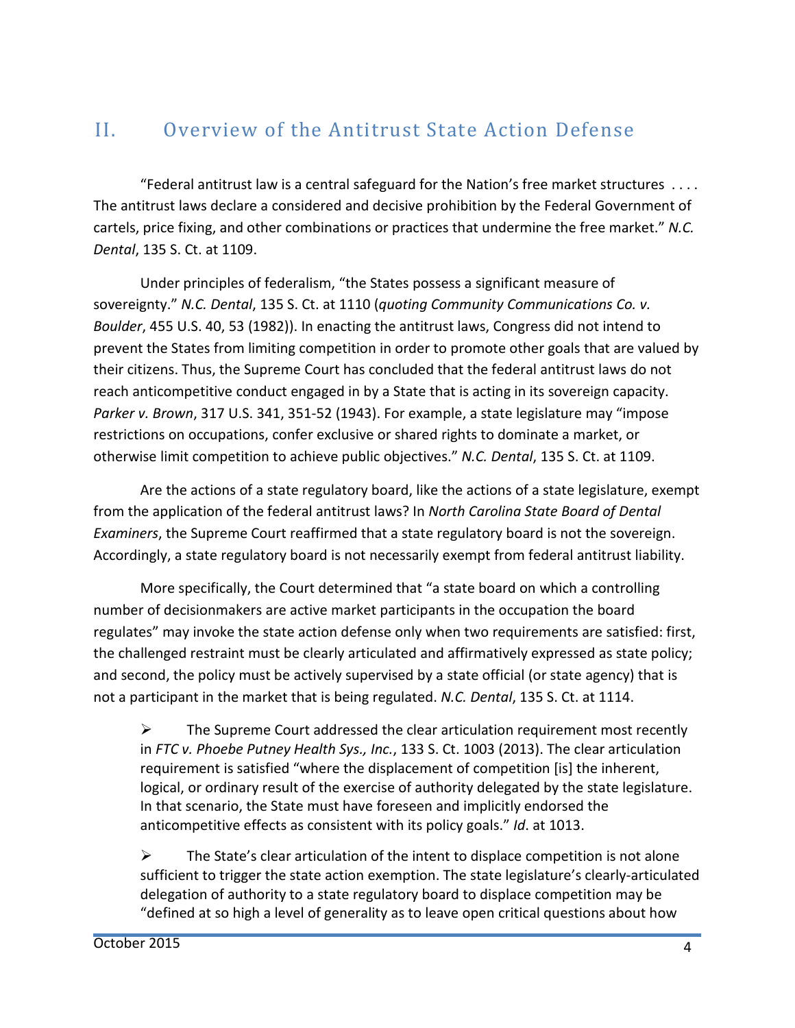## II. Overview of the Antitrust State Action Defense

"Federal antitrust law is a central safeguard for the Nation's free market structures . . . . The antitrust laws declare a considered and decisive prohibition by the Federal Government of cartels, price fixing, and other combinations or practices that undermine the free market." *N.C. Dental*, 135 S. Ct. at 1109.

Under principles of federalism, "the States possess a significant measure of sovereignty." *N.C. Dental*, 135 S. Ct. at 1110 (*quoting Community Communications Co. v. Boulder*, 455 U.S. 40, 53 (1982)). In enacting the antitrust laws, Congress did not intend to prevent the States from limiting competition in order to promote other goals that are valued by their citizens. Thus, the Supreme Court has concluded that the federal antitrust laws do not reach anticompetitive conduct engaged in by a State that is acting in its sovereign capacity. *Parker v. Brown*, 317 U.S. 341, 351-52 (1943). For example, a state legislature may "impose restrictions on occupations, confer exclusive or shared rights to dominate a market, or otherwise limit competition to achieve public objectives." *N.C. Dental*, 135 S. Ct. at 1109.

Are the actions of a state regulatory board, like the actions of a state legislature, exempt from the application of the federal antitrust laws? In *North Carolina State Board of Dental Examiners*, the Supreme Court reaffirmed that a state regulatory board is not the sovereign. Accordingly, a state regulatory board is not necessarily exempt from federal antitrust liability.

More specifically, the Court determined that "a state board on which a controlling number of decisionmakers are active market participants in the occupation the board regulates" may invoke the state action defense only when two requirements are satisfied: first, the challenged restraint must be clearly articulated and affirmatively expressed as state policy; and second, the policy must be actively supervised by a state official (or state agency) that is not a participant in the market that is being regulated. *N.C. Dental*, 135 S. Ct. at 1114.

- The Supreme Court addressed the clear articulation requirement most recently in *FTC v. Phoebe Putney Health Sys., Inc.*, 133 S. Ct. 1003 (2013). The clear articulation requirement is satisfied "where the displacement of competition [is] the inherent, logical, or ordinary result of the exercise of authority delegated by the state legislature. In that scenario, the State must have foreseen and implicitly endorsed the anticompetitive effects as consistent with its policy goals." *Id*. at 1013.

- The State's clear articulation of the intent to displace competition is not alone sufficient to trigger the state action exemption. The state legislature's clearly-articulated delegation of authority to a state regulatory board to displace competition may be "defined at so high a level of generality as to leave open critical questions about how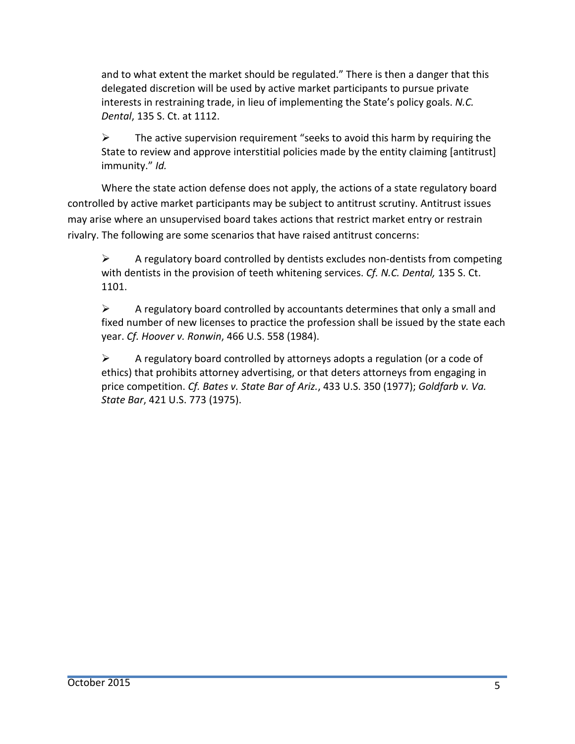and to what extent the market should be regulated." There is then a danger that this delegated discretion will be used by active market participants to pursue private interests in restraining trade, in lieu of implementing the State's policy goals. *N.C. Dental*, 135 S. Ct. at 1112.

- The active supervision requirement "seeks to avoid this harm by requiring the State to review and approve interstitial policies made by the entity claiming [antitrust] immunity." *Id.*

Where the state action defense does not apply, the actions of a state regulatory board controlled by active market participants may be subject to antitrust scrutiny. Antitrust issues may arise where an unsupervised board takes actions that restrict market entry or restrain rivalry. The following are some scenarios that have raised antitrust concerns:

- A regulatory board controlled by dentists excludes non-dentists from competing with dentists in the provision of teeth whitening services. *Cf. N.C. Dental,* 135 S. Ct. 1101.

- A regulatory board controlled by accountants determines that only a small and fixed number of new licenses to practice the profession shall be issued by the state each year. *Cf. Hoover v. Ronwin*, 466 U.S. 558 (1984).

- A regulatory board controlled by attorneys adopts a regulation (or a code of ethics) that prohibits attorney advertising, or that deters attorneys from engaging in price competition. *Cf. Bates v. State Bar of Ariz.*, 433 U.S. 350 (1977); *Goldfarb v. Va. State Bar*, 421 U.S. 773 (1975).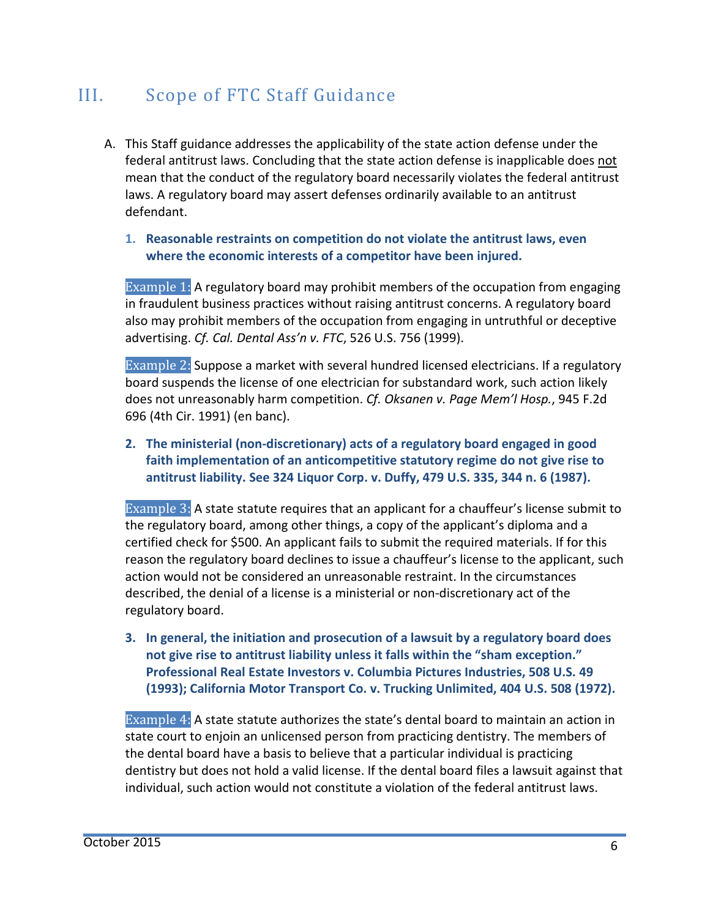## III. Scope of FTC Staff Guidance

A. This Staff guidance addresses the applicability of the state action defense under the federal antitrust laws. Concluding that the state action defense is inapplicable does not mean that the conduct of the regulatory board necessarily violates the federal antitrust laws. A regulatory board may assert defenses ordinarily available to an antitrust defendant.

1. **Reasonable restraints on competition do not violate the antitrust laws, even where the economic interests of a competitor have been injured.**

Example 1: A regulatory board may prohibit members of the occupation from engaging in fraudulent business practices without raising antitrust concerns. A regulatory board also may prohibit members of the occupation from engaging in untruthful or deceptive advertising. *Cf. Cal. Dental Ass'n v. FTC*, 526 U.S. 756 (1999).

Example 2: Suppose a market with several hundred licensed electricians. If a regulatory board suspends the license of one electrician for substandard work, such action likely does not unreasonably harm competition. *Cf. Oksanen v. Page Mem'l Hosp.*, 945 F.2d 696 (4th Cir. 1991) (en banc).

2. **The ministerial (non-discretionary) acts of a regulatory board engaged in good faith implementation of an anticompetitive statutory regime do not give rise to antitrust liability. See 324 Liquor Corp. v. Duffy, 479 U.S. 335, 344 n. 6 (1987).**

Example 3: A state statute requires that an applicant for a chauffeur's license submit to the regulatory board, among other things, a copy of the applicant's diploma and a certified check for $500. An applicant fails to submit the required materials. If for this reason the regulatory board declines to issue a chauffeur's license to the applicant, such action would not be considered an unreasonable restraint. In the circumstances described, the denial of a license is a ministerial or non-discretionary act of the regulatory board.

3. **In general, the initiation and prosecution of a lawsuit by a regulatory board does not give rise to antitrust liability unless it falls within the "sham exception." Professional Real Estate Investors v. Columbia Pictures Industries, 508 U.S. 49 (1993); California Motor Transport Co. v. Trucking Unlimited, 404 U.S. 508 (1972).**

Example 4: A state statute authorizes the state's dental board to maintain an action in state court to enjoin an unlicensed person from practicing dentistry. The members of the dental board have a basis to believe that a particular individual is practicing dentistry but does not hold a valid license. If the dental board files a lawsuit against that individual, such action would not constitute a violation of the federal antitrust laws.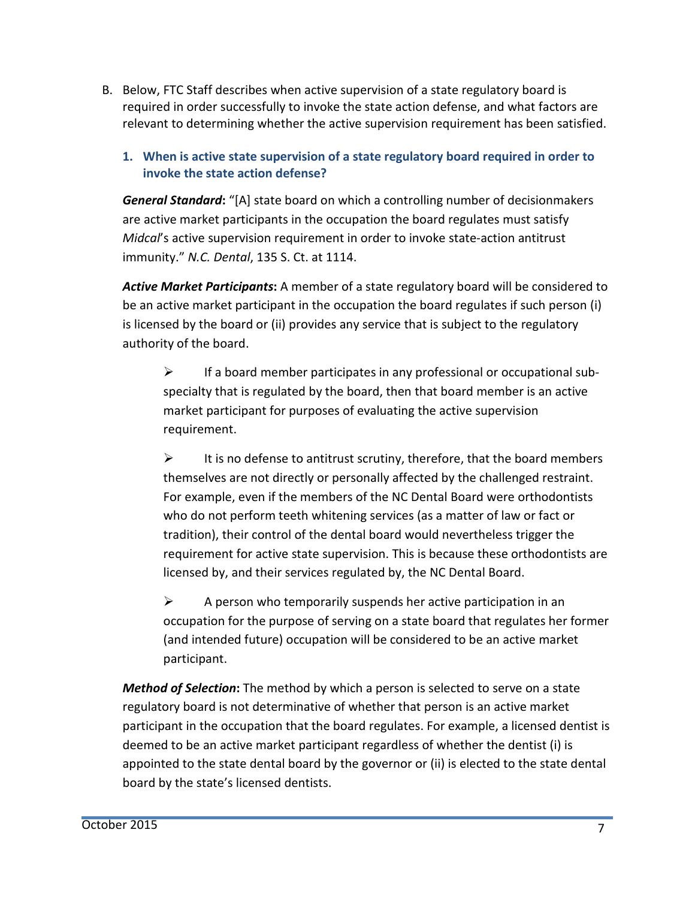B. Below, FTC Staff describes when active supervision of a state regulatory board is required in order successfully to invoke the state action defense, and what factors are relevant to determining whether the active supervision requirement has been satisfied.

### 1. When is active state supervision of a state regulatory board required in order to invoke the state action defense?

***General Standard*:** "[A] state board on which a controlling number of decisionmakers are active market participants in the occupation the board regulates must satisfy *Midcal*'s active supervision requirement in order to invoke state-action antitrust immunity." *N.C. Dental*, 135 S. Ct. at 1114.

***Active Market Participants*:** A member of a state regulatory board will be considered to be an active market participant in the occupation the board regulates if such person (i) is licensed by the board or (ii) provides any service that is subject to the regulatory authority of the board.

- If a board member participates in any professional or occupational sub-specialty that is regulated by the board, then that board member is an active market participant for purposes of evaluating the active supervision requirement.

- It is no defense to antitrust scrutiny, therefore, that the board members themselves are not directly or personally affected by the challenged restraint. For example, even if the members of the NC Dental Board were orthodontists who do not perform teeth whitening services (as a matter of law or fact or tradition), their control of the dental board would nevertheless trigger the requirement for active state supervision. This is because these orthodontists are licensed by, and their services regulated by, the NC Dental Board.

- A person who temporarily suspends her active participation in an occupation for the purpose of serving on a state board that regulates her former (and intended future) occupation will be considered to be an active market participant.

***Method of Selection*:** The method by which a person is selected to serve on a state regulatory board is not determinative of whether that person is an active market participant in the occupation that the board regulates. For example, a licensed dentist is deemed to be an active market participant regardless of whether the dentist (i) is appointed to the state dental board by the governor or (ii) is elected to the state dental board by the state's licensed dentists.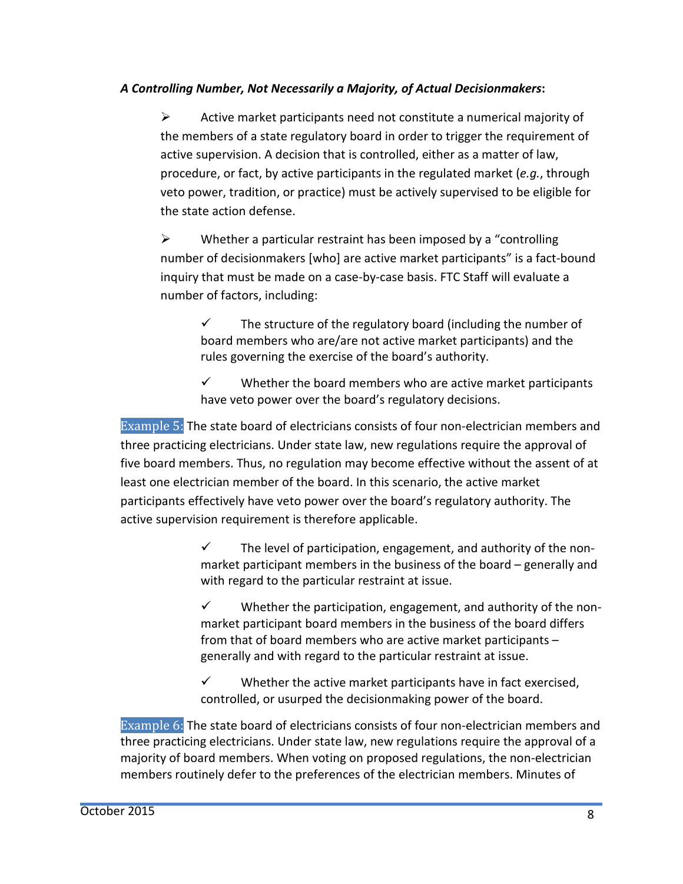***A Controlling Number, Not Necessarily a Majority, of Actual Decisionmakers*:**

- Active market participants need not constitute a numerical majority of the members of a state regulatory board in order to trigger the requirement of active supervision. A decision that is controlled, either as a matter of law, procedure, or fact, by active participants in the regulated market (*e.g.*, through veto power, tradition, or practice) must be actively supervised to be eligible for the state action defense.

- Whether a particular restraint has been imposed by a "controlling number of decisionmakers [who] are active market participants" is a fact-bound inquiry that must be made on a case-by-case basis. FTC Staff will evaluate a number of factors, including:

  - ✓ The structure of the regulatory board (including the number of board members who are/are not active market participants) and the rules governing the exercise of the board's authority.

  - ✓ Whether the board members who are active market participants have veto power over the board's regulatory decisions.

Example 5: The state board of electricians consists of four non-electrician members and three practicing electricians. Under state law, new regulations require the approval of five board members. Thus, no regulation may become effective without the assent of at least one electrician member of the board. In this scenario, the active market participants effectively have veto power over the board's regulatory authority. The active supervision requirement is therefore applicable.

  - ✓ The level of participation, engagement, and authority of the non-market participant members in the business of the board – generally and with regard to the particular restraint at issue.

  - ✓ Whether the participation, engagement, and authority of the non-market participant board members in the business of the board differs from that of board members who are active market participants – generally and with regard to the particular restraint at issue.

  - ✓ Whether the active market participants have in fact exercised, controlled, or usurped the decisionmaking power of the board.

Example 6: The state board of electricians consists of four non-electrician members and three practicing electricians. Under state law, new regulations require the approval of a majority of board members. When voting on proposed regulations, the non-electrician members routinely defer to the preferences of the electrician members. Minutes of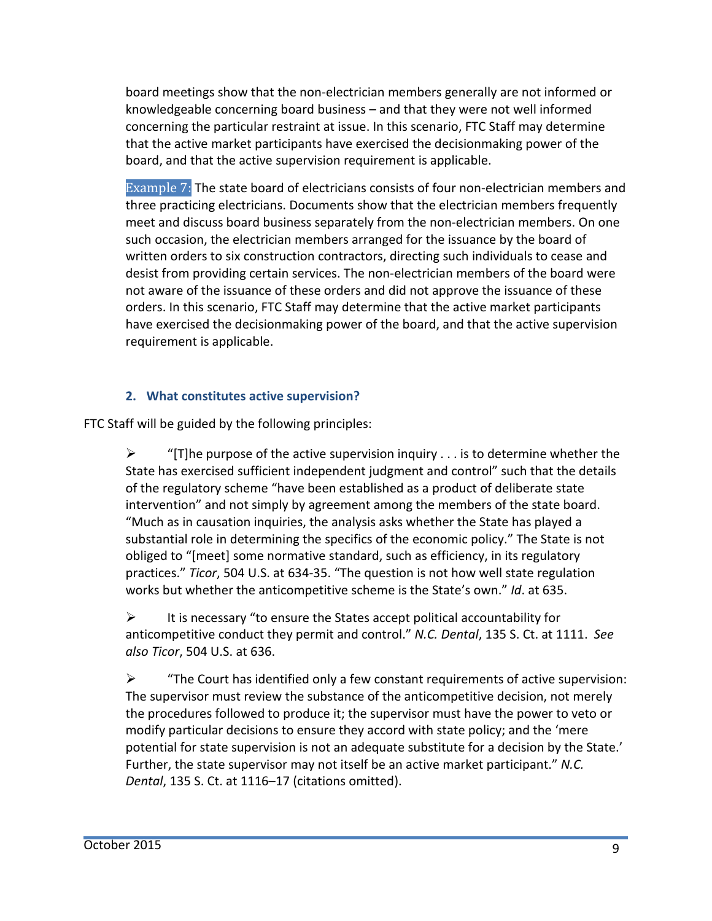board meetings show that the non-electrician members generally are not informed or knowledgeable concerning board business – and that they were not well informed concerning the particular restraint at issue. In this scenario, FTC Staff may determine that the active market participants have exercised the decisionmaking power of the board, and that the active supervision requirement is applicable.

Example 7: The state board of electricians consists of four non-electrician members and three practicing electricians. Documents show that the electrician members frequently meet and discuss board business separately from the non-electrician members. On one such occasion, the electrician members arranged for the issuance by the board of written orders to six construction contractors, directing such individuals to cease and desist from providing certain services. The non-electrician members of the board were not aware of the issuance of these orders and did not approve the issuance of these orders. In this scenario, FTC Staff may determine that the active market participants have exercised the decisionmaking power of the board, and that the active supervision requirement is applicable.

### 2. What constitutes active supervision?

FTC Staff will be guided by the following principles:

- "[T]he purpose of the active supervision inquiry . . . is to determine whether the State has exercised sufficient independent judgment and control" such that the details of the regulatory scheme "have been established as a product of deliberate state intervention" and not simply by agreement among the members of the state board. "Much as in causation inquiries, the analysis asks whether the State has played a substantial role in determining the specifics of the economic policy." The State is not obliged to "[meet] some normative standard, such as efficiency, in its regulatory practices." *Ticor*, 504 U.S. at 634-35. "The question is not how well state regulation works but whether the anticompetitive scheme is the State's own." *Id*. at 635.

- It is necessary "to ensure the States accept political accountability for anticompetitive conduct they permit and control." *N.C. Dental*, 135 S. Ct. at 1111. *See also Ticor*, 504 U.S. at 636.

- "The Court has identified only a few constant requirements of active supervision: The supervisor must review the substance of the anticompetitive decision, not merely the procedures followed to produce it; the supervisor must have the power to veto or modify particular decisions to ensure they accord with state policy; and the 'mere potential for state supervision is not an adequate substitute for a decision by the State.' Further, the state supervisor may not itself be an active market participant." *N.C. Dental*, 135 S. Ct. at 1116–17 (citations omitted).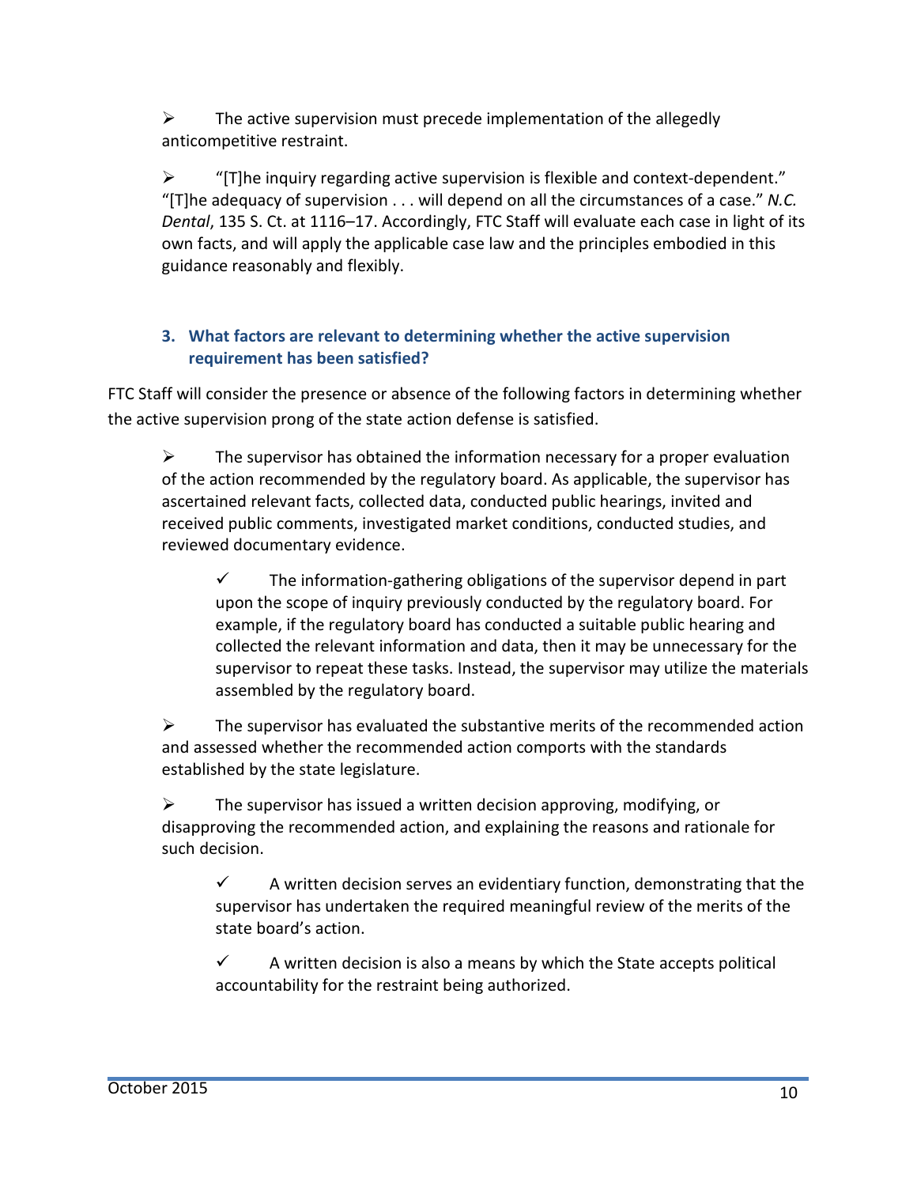- The active supervision must precede implementation of the allegedly anticompetitive restraint.

- "[T]he inquiry regarding active supervision is flexible and context-dependent." "[T]he adequacy of supervision . . . will depend on all the circumstances of a case." *N.C. Dental*, 135 S. Ct. at 1116–17. Accordingly, FTC Staff will evaluate each case in light of its own facts, and will apply the applicable case law and the principles embodied in this guidance reasonably and flexibly.

### 3. What factors are relevant to determining whether the active supervision requirement has been satisfied?

FTC Staff will consider the presence or absence of the following factors in determining whether the active supervision prong of the state action defense is satisfied.

- The supervisor has obtained the information necessary for a proper evaluation of the action recommended by the regulatory board. As applicable, the supervisor has ascertained relevant facts, collected data, conducted public hearings, invited and received public comments, investigated market conditions, conducted studies, and reviewed documentary evidence.

    - ✓ The information-gathering obligations of the supervisor depend in part upon the scope of inquiry previously conducted by the regulatory board. For example, if the regulatory board has conducted a suitable public hearing and collected the relevant information and data, then it may be unnecessary for the supervisor to repeat these tasks. Instead, the supervisor may utilize the materials assembled by the regulatory board.

- The supervisor has evaluated the substantive merits of the recommended action and assessed whether the recommended action comports with the standards established by the state legislature.

- The supervisor has issued a written decision approving, modifying, or disapproving the recommended action, and explaining the reasons and rationale for such decision.

    - ✓ A written decision serves an evidentiary function, demonstrating that the supervisor has undertaken the required meaningful review of the merits of the state board's action.

    - ✓ A written decision is also a means by which the State accepts political accountability for the restraint being authorized.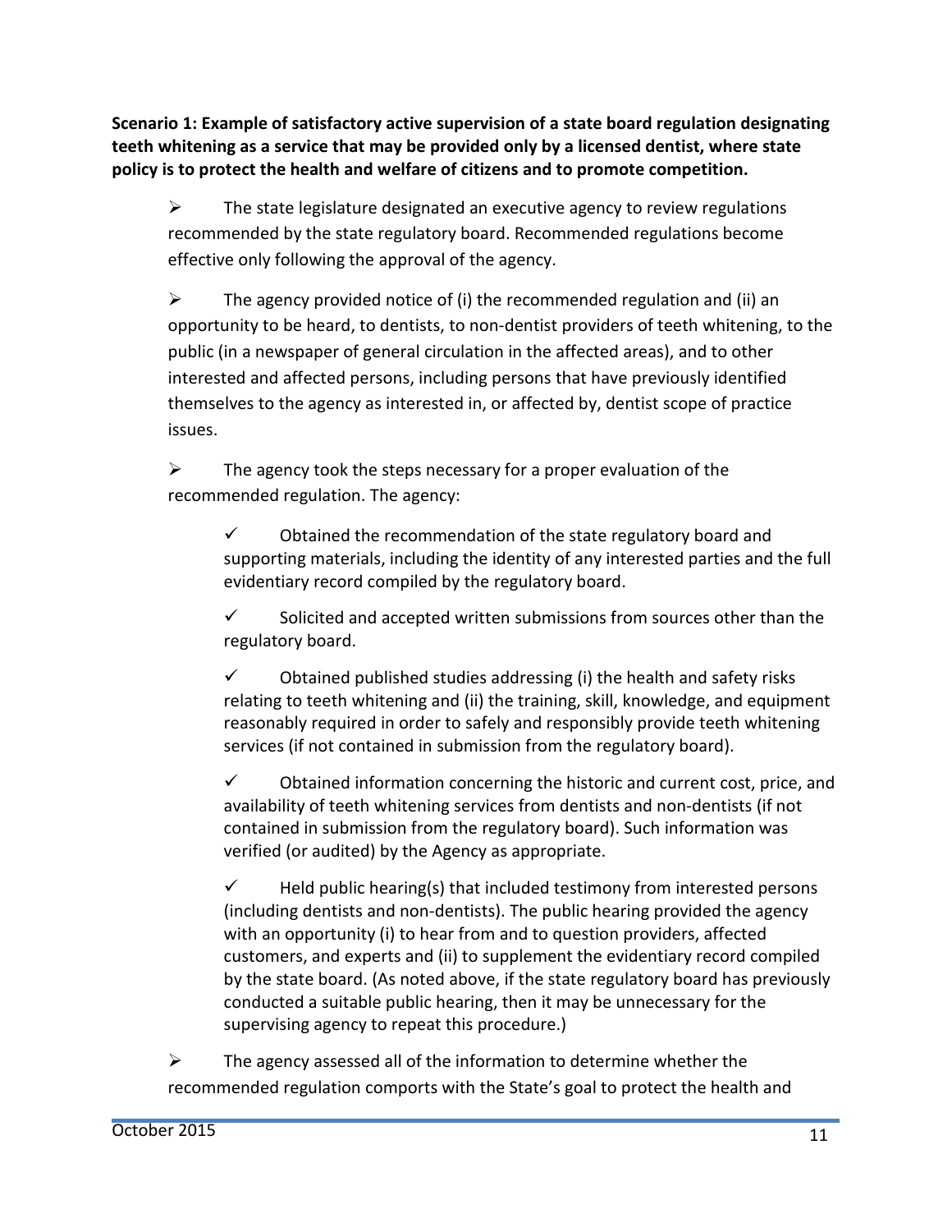**Scenario 1: Example of satisfactory active supervision of a state board regulation designating teeth whitening as a service that may be provided only by a licensed dentist, where state policy is to protect the health and welfare of citizens and to promote competition.**

- The state legislature designated an executive agency to review regulations recommended by the state regulatory board. Recommended regulations become effective only following the approval of the agency.

- The agency provided notice of (i) the recommended regulation and (ii) an opportunity to be heard, to dentists, to non-dentist providers of teeth whitening, to the public (in a newspaper of general circulation in the affected areas), and to other interested and affected persons, including persons that have previously identified themselves to the agency as interested in, or affected by, dentist scope of practice issues.

- The agency took the steps necessary for a proper evaluation of the recommended regulation. The agency:

  - ✓ Obtained the recommendation of the state regulatory board and supporting materials, including the identity of any interested parties and the full evidentiary record compiled by the regulatory board.

  - ✓ Solicited and accepted written submissions from sources other than the regulatory board.

  - ✓ Obtained published studies addressing (i) the health and safety risks relating to teeth whitening and (ii) the training, skill, knowledge, and equipment reasonably required in order to safely and responsibly provide teeth whitening services (if not contained in submission from the regulatory board).

  - ✓ Obtained information concerning the historic and current cost, price, and availability of teeth whitening services from dentists and non-dentists (if not contained in submission from the regulatory board). Such information was verified (or audited) by the Agency as appropriate.

  - ✓ Held public hearing(s) that included testimony from interested persons (including dentists and non-dentists). The public hearing provided the agency with an opportunity (i) to hear from and to question providers, affected customers, and experts and (ii) to supplement the evidentiary record compiled by the state board. (As noted above, if the state regulatory board has previously conducted a suitable public hearing, then it may be unnecessary for the supervising agency to repeat this procedure.)

- The agency assessed all of the information to determine whether the recommended regulation comports with the State's goal to protect the health and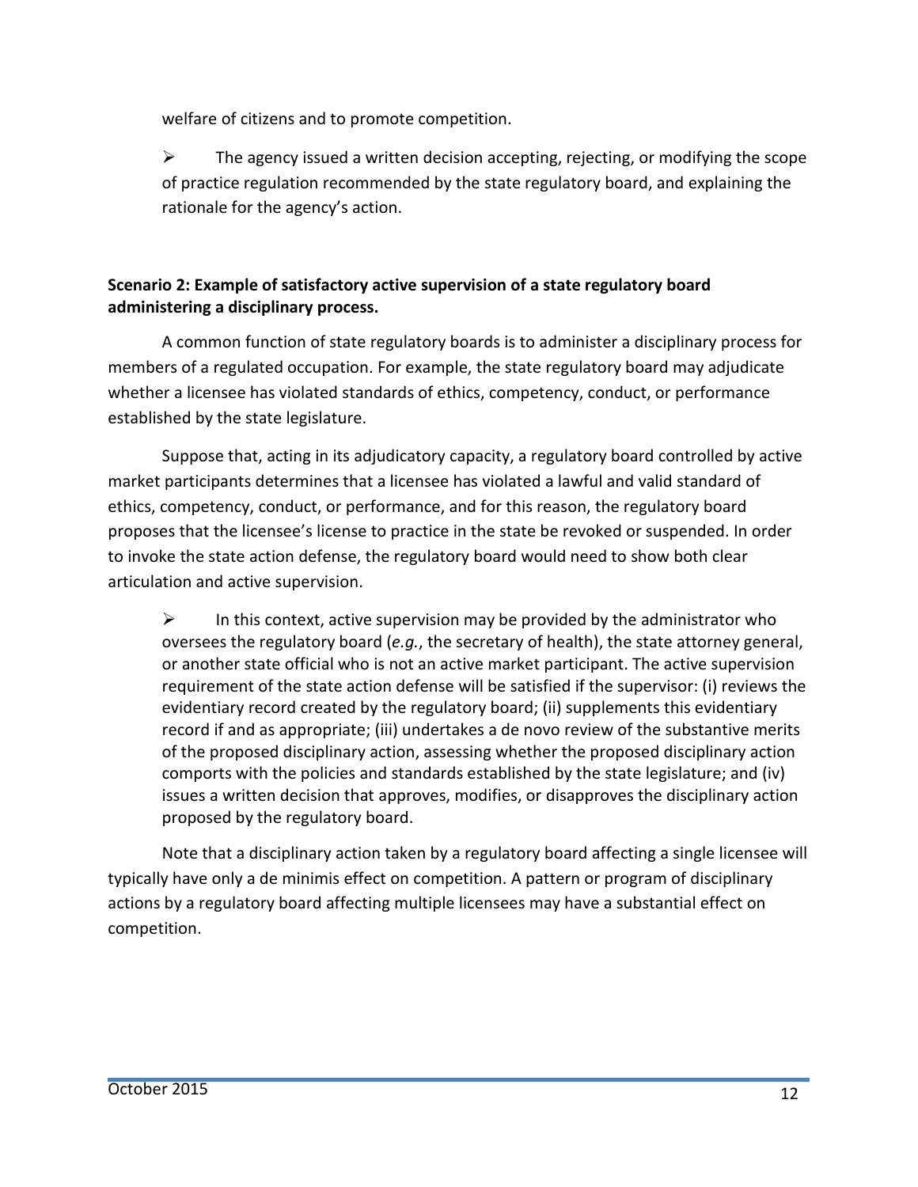welfare of citizens and to promote competition.

- The agency issued a written decision accepting, rejecting, or modifying the scope of practice regulation recommended by the state regulatory board, and explaining the rationale for the agency's action.

**Scenario 2: Example of satisfactory active supervision of a state regulatory board administering a disciplinary process.**

A common function of state regulatory boards is to administer a disciplinary process for members of a regulated occupation. For example, the state regulatory board may adjudicate whether a licensee has violated standards of ethics, competency, conduct, or performance established by the state legislature.

Suppose that, acting in its adjudicatory capacity, a regulatory board controlled by active market participants determines that a licensee has violated a lawful and valid standard of ethics, competency, conduct, or performance, and for this reason, the regulatory board proposes that the licensee's license to practice in the state be revoked or suspended. In order to invoke the state action defense, the regulatory board would need to show both clear articulation and active supervision.

- In this context, active supervision may be provided by the administrator who oversees the regulatory board (*e.g.*, the secretary of health), the state attorney general, or another state official who is not an active market participant. The active supervision requirement of the state action defense will be satisfied if the supervisor: (i) reviews the evidentiary record created by the regulatory board; (ii) supplements this evidentiary record if and as appropriate; (iii) undertakes a de novo review of the substantive merits of the proposed disciplinary action, assessing whether the proposed disciplinary action comports with the policies and standards established by the state legislature; and (iv) issues a written decision that approves, modifies, or disapproves the disciplinary action proposed by the regulatory board.

Note that a disciplinary action taken by a regulatory board affecting a single licensee will typically have only a de minimis effect on competition. A pattern or program of disciplinary actions by a regulatory board affecting multiple licensees may have a substantial effect on competition.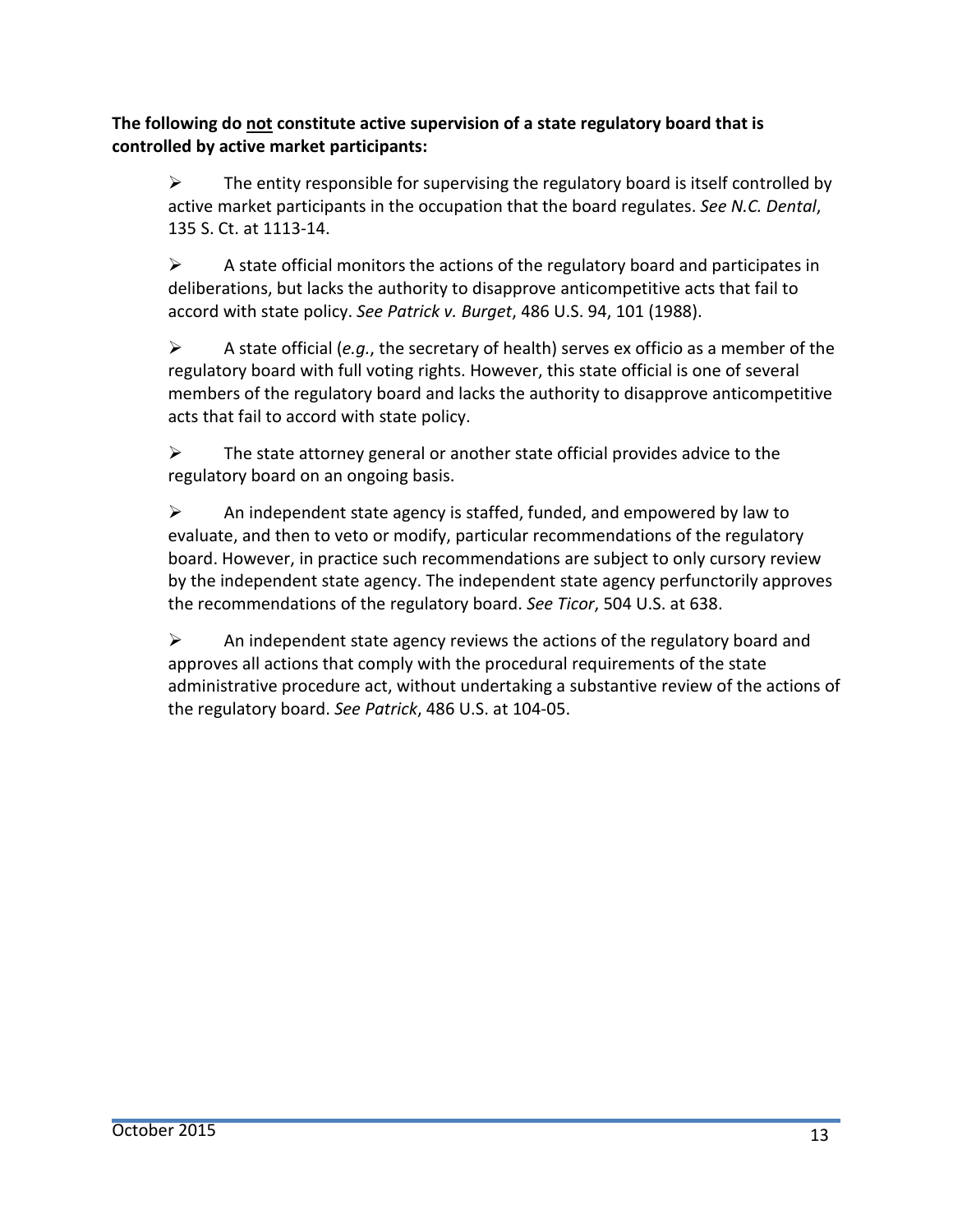**The following do <u>not</u> constitute active supervision of a state regulatory board that is controlled by active market participants:**

- The entity responsible for supervising the regulatory board is itself controlled by active market participants in the occupation that the board regulates. *See N.C. Dental*, 135 S. Ct. at 1113-14.

- A state official monitors the actions of the regulatory board and participates in deliberations, but lacks the authority to disapprove anticompetitive acts that fail to accord with state policy. *See Patrick v. Burget*, 486 U.S. 94, 101 (1988).

- A state official (*e.g.*, the secretary of health) serves ex officio as a member of the regulatory board with full voting rights. However, this state official is one of several members of the regulatory board and lacks the authority to disapprove anticompetitive acts that fail to accord with state policy.

- The state attorney general or another state official provides advice to the regulatory board on an ongoing basis.

- An independent state agency is staffed, funded, and empowered by law to evaluate, and then to veto or modify, particular recommendations of the regulatory board. However, in practice such recommendations are subject to only cursory review by the independent state agency. The independent state agency perfunctorily approves the recommendations of the regulatory board. *See Ticor*, 504 U.S. at 638.

- An independent state agency reviews the actions of the regulatory board and approves all actions that comply with the procedural requirements of the state administrative procedure act, without undertaking a substantive review of the actions of the regulatory board. *See Patrick*, 486 U.S. at 104-05.